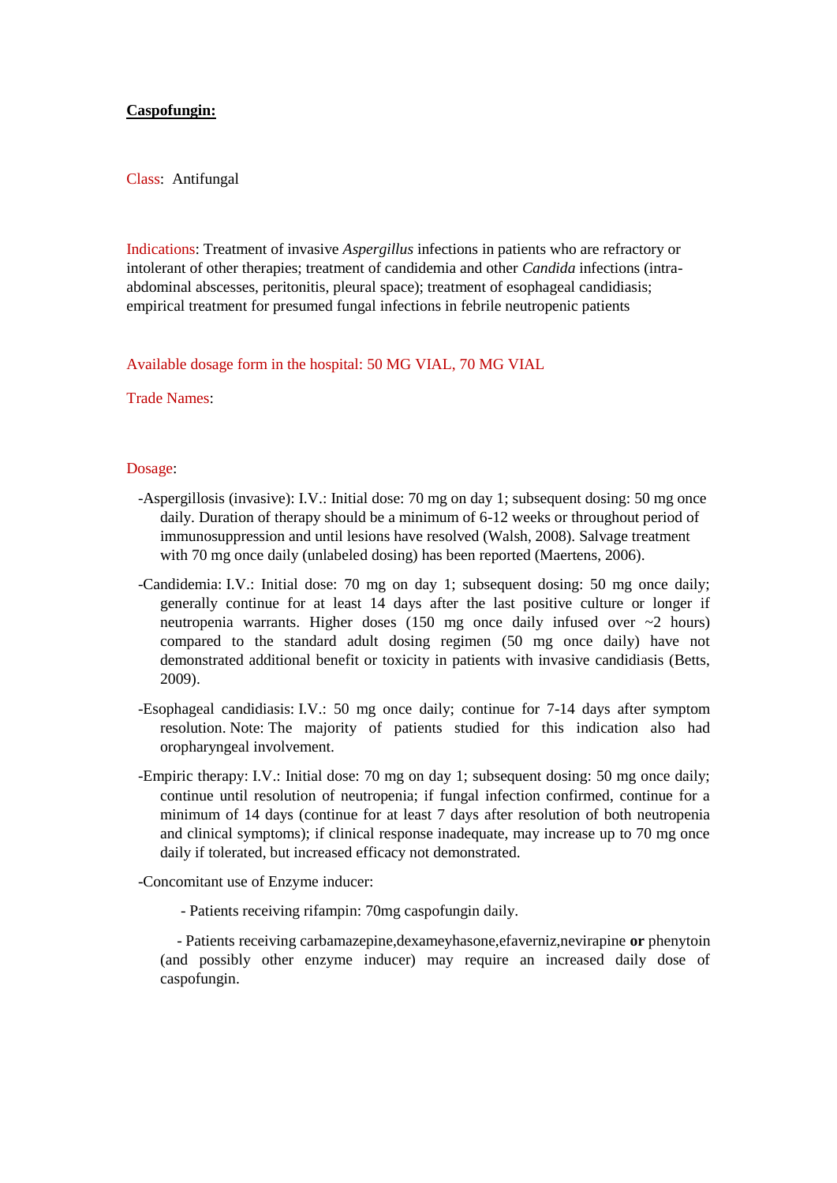**Caspofungin:**

Class: Antifungal

Indications: Treatment of invasive *Aspergillus* infections in patients who are refractory or intolerant of other therapies; treatment of candidemia and other *Candida* infections (intra-abdominal abscesses, peritonitis, pleural space); treatment of esophageal candidiasis; empirical treatment for presumed fungal infections in febrile neutropenic patients

Available dosage form in the hospital: 50 MG VIAL, 70 MG VIAL

Trade Names:

Dosage:

-Aspergillosis (invasive): I.V.: Initial dose: 70 mg on day 1; subsequent dosing: 50 mg once daily. Duration of therapy should be a minimum of 6-12 weeks or throughout period of immunosuppression and until lesions have resolved (Walsh, 2008). Salvage treatment with 70 mg once daily (unlabeled dosing) has been reported (Maertens, 2006).

-Candidemia: I.V.: Initial dose: 70 mg on day 1; subsequent dosing: 50 mg once daily; generally continue for at least 14 days after the last positive culture or longer if neutropenia warrants. Higher doses (150 mg once daily infused over ~2 hours) compared to the standard adult dosing regimen (50 mg once daily) have not demonstrated additional benefit or toxicity in patients with invasive candidiasis (Betts, 2009).

-Esophageal candidiasis: I.V.: 50 mg once daily; continue for 7-14 days after symptom resolution. Note: The majority of patients studied for this indication also had oropharyngeal involvement.

-Empiric therapy: I.V.: Initial dose: 70 mg on day 1; subsequent dosing: 50 mg once daily; continue until resolution of neutropenia; if fungal infection confirmed, continue for a minimum of 14 days (continue for at least 7 days after resolution of both neutropenia and clinical symptoms); if clinical response inadequate, may increase up to 70 mg once daily if tolerated, but increased efficacy not demonstrated.

-Concomitant use of Enzyme inducer:

- Patients receiving rifampin: 70mg caspofungin daily.

- Patients receiving carbamazepine,dexameyhasone,efaverniz,nevirapine **or** phenytoin (and possibly other enzyme inducer) may require an increased daily dose of caspofungin.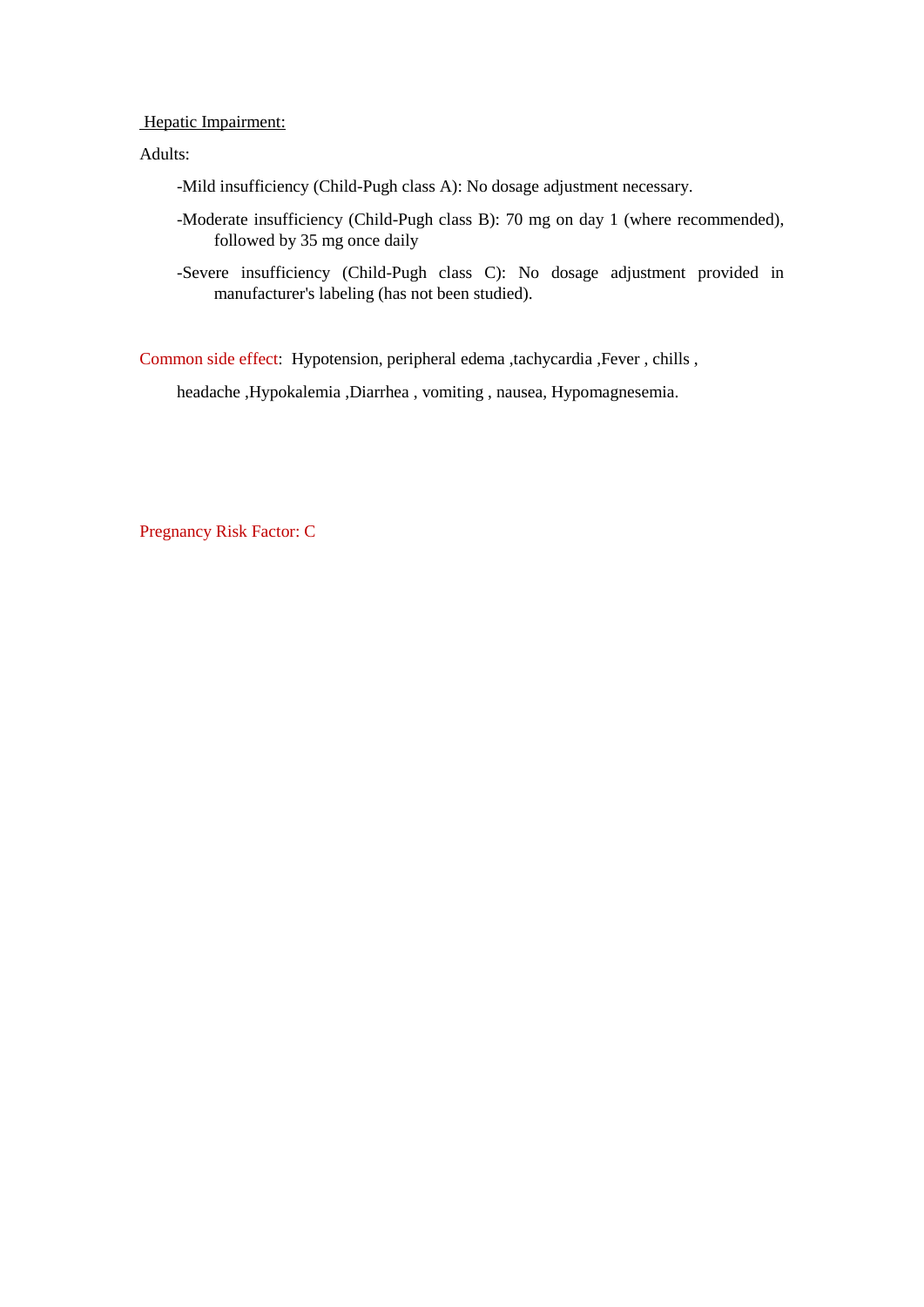Hepatic Impairment:

Adults:

- -Mild insufficiency (Child-Pugh class A): No dosage adjustment necessary.
- -Moderate insufficiency (Child-Pugh class B): 70 mg on day 1 (where recommended), followed by 35 mg once daily
- -Severe insufficiency (Child-Pugh class C): No dosage adjustment provided in manufacturer's labeling (has not been studied).

Common side effect: Hypotension, peripheral edema ,tachycardia ,Fever , chills , headache ,Hypokalemia ,Diarrhea , vomiting , nausea, Hypomagnesemia.

Pregnancy Risk Factor: C